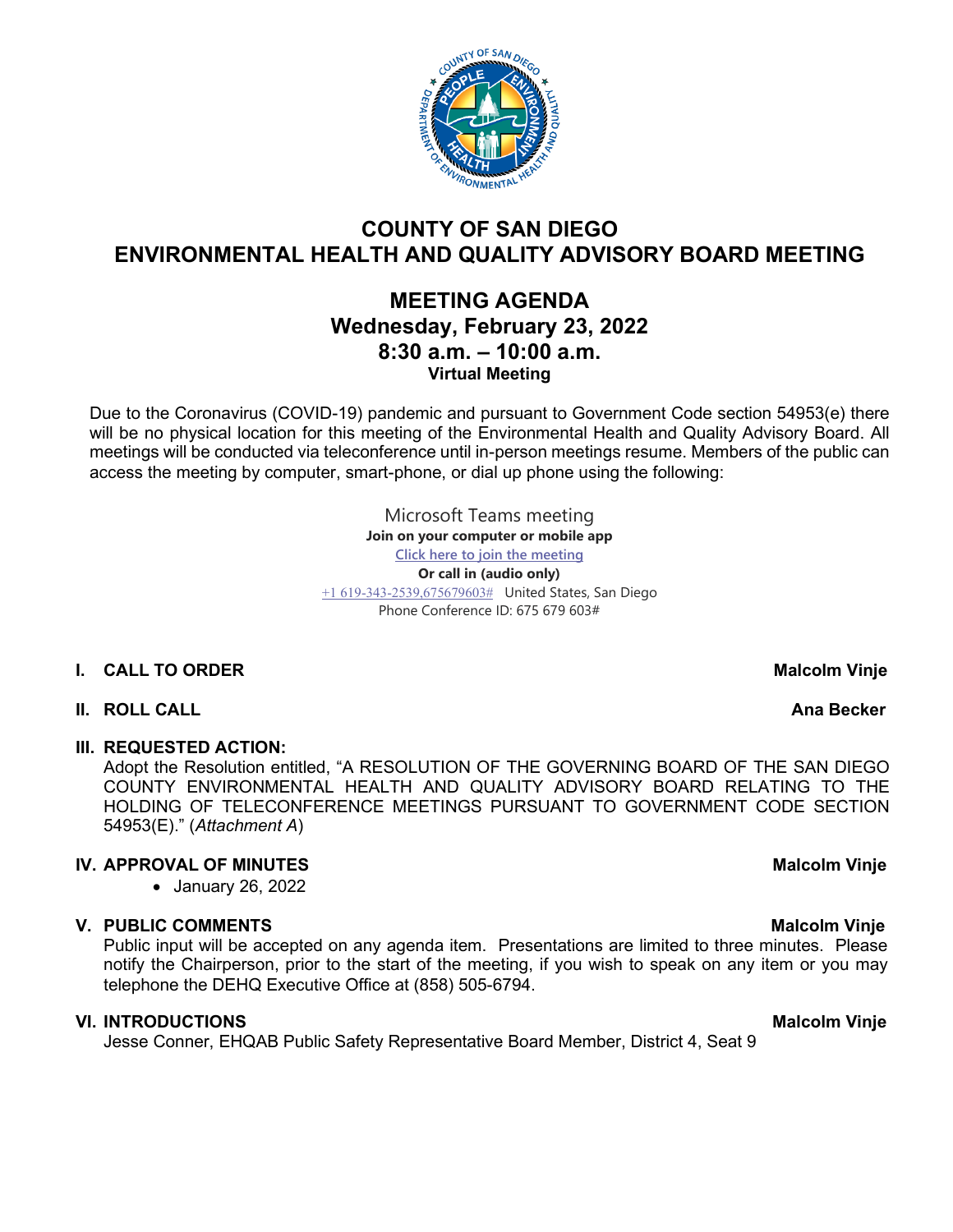# COUNTY OF SAN DIEGO
# ENVIRONMENTAL HEALTH AND QUALITY ADVISORY BOARD MEETING

## MEETING AGENDA
## Wednesday, February 23, 2022
## 8:30 a.m. – 10:00 a.m.
**Virtual Meeting**

Due to the Coronavirus (COVID-19) pandemic and pursuant to Government Code section 54953(e) there will be no physical location for this meeting of the Environmental Health and Quality Advisory Board. All meetings will be conducted via teleconference until in-person meetings resume. Members of the public can access the meeting by computer, smart-phone, or dial up phone using the following:

Microsoft Teams meeting
**Join on your computer or mobile app**
Click here to join the meeting
**Or call in (audio only)**
+1 619-343-2539,675679603# United States, San Diego
Phone Conference ID: 675 679 603#

**I. CALL TO ORDER** — **Malcolm Vinje**

**II. ROLL CALL** — **Ana Becker**

**III. REQUESTED ACTION:**
Adopt the Resolution entitled, "A RESOLUTION OF THE GOVERNING BOARD OF THE SAN DIEGO COUNTY ENVIRONMENTAL HEALTH AND QUALITY ADVISORY BOARD RELATING TO THE HOLDING OF TELECONFERENCE MEETINGS PURSUANT TO GOVERNMENT CODE SECTION 54953(E)." (*Attachment A*)

**IV. APPROVAL OF MINUTES** — **Malcolm Vinje**
- January 26, 2022

**V. PUBLIC COMMENTS** — **Malcolm Vinje**
Public input will be accepted on any agenda item. Presentations are limited to three minutes. Please notify the Chairperson, prior to the start of the meeting, if you wish to speak on any item or you may telephone the DEHQ Executive Office at (858) 505-6794.

**VI. INTRODUCTIONS** — **Malcolm Vinje**
Jesse Conner, EHQAB Public Safety Representative Board Member, District 4, Seat 9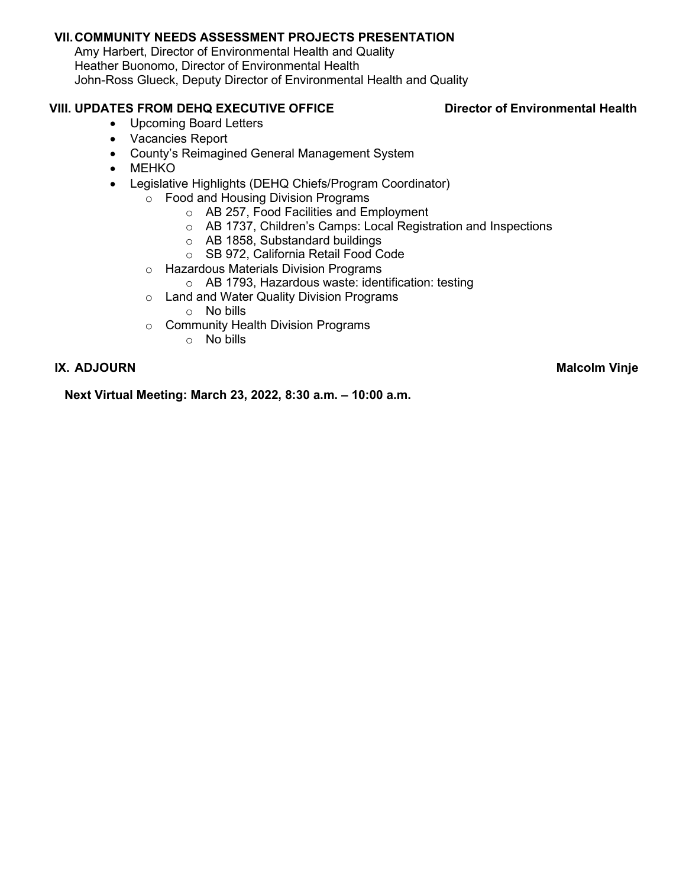**VII. COMMUNITY NEEDS ASSESSMENT PROJECTS PRESENTATION**

Amy Harbert, Director of Environmental Health and Quality
Heather Buonomo, Director of Environmental Health
John-Ross Glueck, Deputy Director of Environmental Health and Quality

**VIII. UPDATES FROM DEHQ EXECUTIVE OFFICE** **Director of Environmental Health**

- Upcoming Board Letters
- Vacancies Report
- County's Reimagined General Management System
- MEHKO
- Legislative Highlights (DEHQ Chiefs/Program Coordinator)
  - Food and Housing Division Programs
    - AB 257, Food Facilities and Employment
    - AB 1737, Children's Camps: Local Registration and Inspections
    - AB 1858, Substandard buildings
    - SB 972, California Retail Food Code
  - Hazardous Materials Division Programs
    - AB 1793, Hazardous waste: identification: testing
  - Land and Water Quality Division Programs
    - No bills
  - Community Health Division Programs
    - No bills

**IX. ADJOURN** **Malcolm Vinje**

**Next Virtual Meeting: March 23, 2022, 8:30 a.m. – 10:00 a.m.**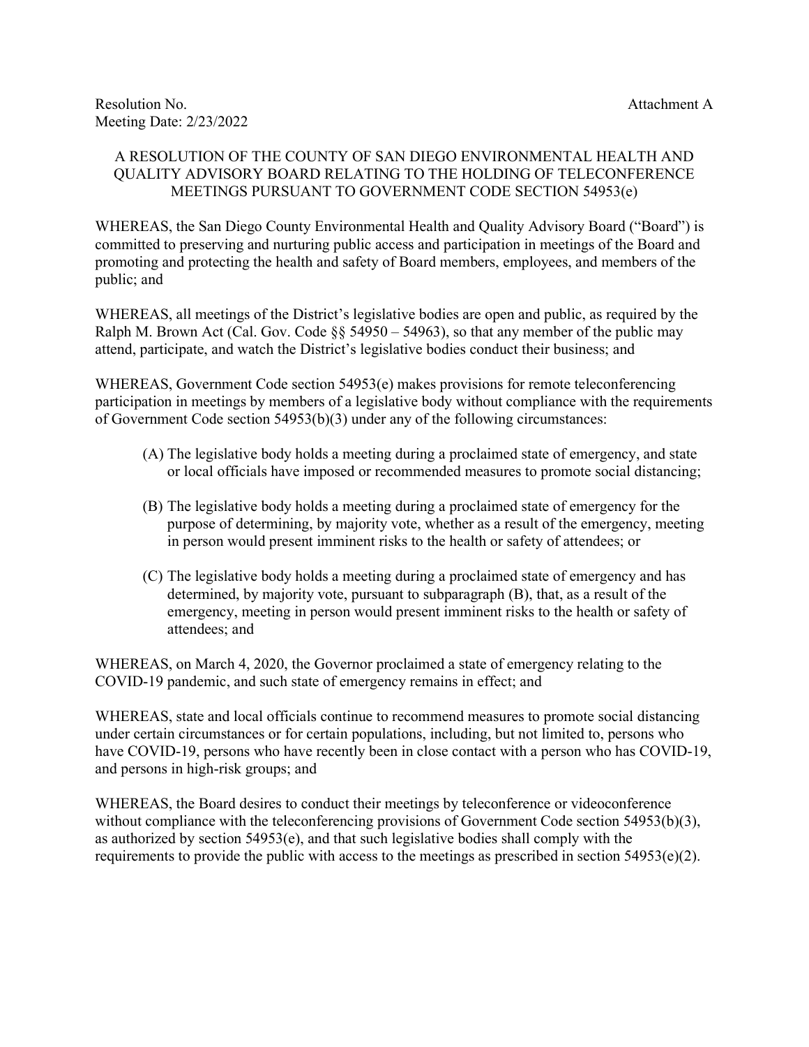Resolution No. Attachment A
Meeting Date: 2/23/2022

A RESOLUTION OF THE COUNTY OF SAN DIEGO ENVIRONMENTAL HEALTH AND QUALITY ADVISORY BOARD RELATING TO THE HOLDING OF TELECONFERENCE MEETINGS PURSUANT TO GOVERNMENT CODE SECTION 54953(e)

WHEREAS, the San Diego County Environmental Health and Quality Advisory Board ("Board") is committed to preserving and nurturing public access and participation in meetings of the Board and promoting and protecting the health and safety of Board members, employees, and members of the public; and

WHEREAS, all meetings of the District's legislative bodies are open and public, as required by the Ralph M. Brown Act (Cal. Gov. Code §§ 54950 – 54963), so that any member of the public may attend, participate, and watch the District's legislative bodies conduct their business; and

WHEREAS, Government Code section 54953(e) makes provisions for remote teleconferencing participation in meetings by members of a legislative body without compliance with the requirements of Government Code section 54953(b)(3) under any of the following circumstances:

(A) The legislative body holds a meeting during a proclaimed state of emergency, and state or local officials have imposed or recommended measures to promote social distancing;

(B) The legislative body holds a meeting during a proclaimed state of emergency for the purpose of determining, by majority vote, whether as a result of the emergency, meeting in person would present imminent risks to the health or safety of attendees; or

(C) The legislative body holds a meeting during a proclaimed state of emergency and has determined, by majority vote, pursuant to subparagraph (B), that, as a result of the emergency, meeting in person would present imminent risks to the health or safety of attendees; and

WHEREAS, on March 4, 2020, the Governor proclaimed a state of emergency relating to the COVID-19 pandemic, and such state of emergency remains in effect; and

WHEREAS, state and local officials continue to recommend measures to promote social distancing under certain circumstances or for certain populations, including, but not limited to, persons who have COVID-19, persons who have recently been in close contact with a person who has COVID-19, and persons in high-risk groups; and

WHEREAS, the Board desires to conduct their meetings by teleconference or videoconference without compliance with the teleconferencing provisions of Government Code section 54953(b)(3), as authorized by section 54953(e), and that such legislative bodies shall comply with the requirements to provide the public with access to the meetings as prescribed in section 54953(e)(2).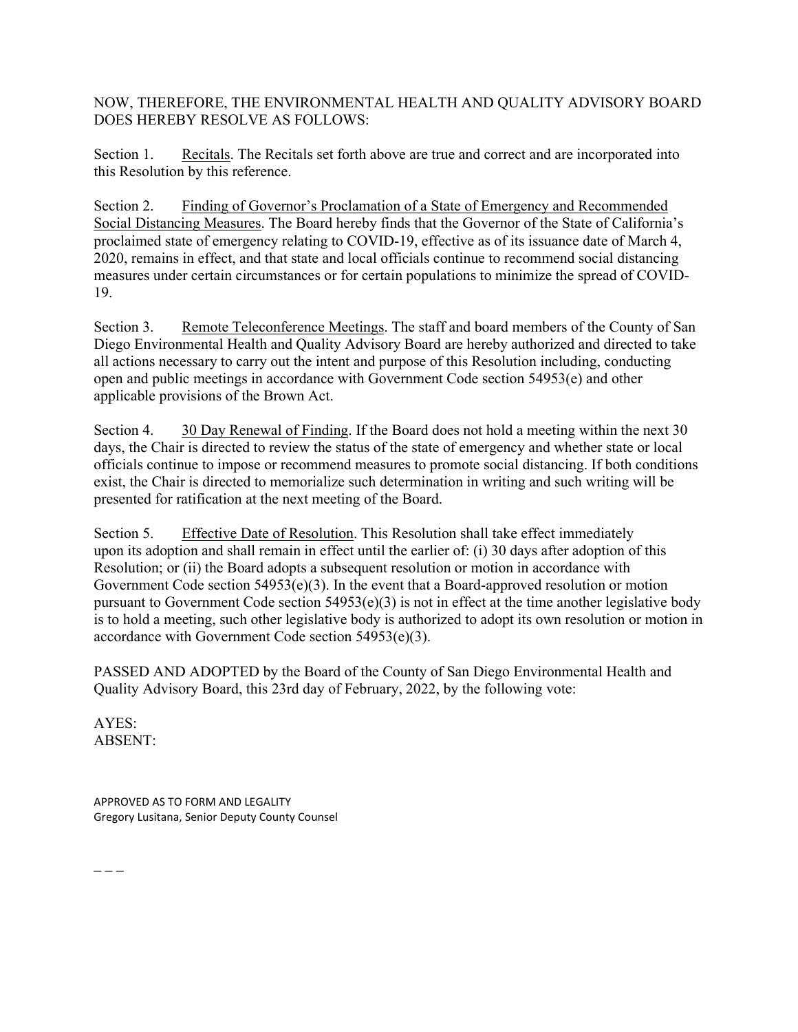NOW, THEREFORE, THE ENVIRONMENTAL HEALTH AND QUALITY ADVISORY BOARD DOES HEREBY RESOLVE AS FOLLOWS:

Section 1. Recitals. The Recitals set forth above are true and correct and are incorporated into this Resolution by this reference.

Section 2. Finding of Governor's Proclamation of a State of Emergency and Recommended Social Distancing Measures. The Board hereby finds that the Governor of the State of California's proclaimed state of emergency relating to COVID-19, effective as of its issuance date of March 4, 2020, remains in effect, and that state and local officials continue to recommend social distancing measures under certain circumstances or for certain populations to minimize the spread of COVID-19.

Section 3. Remote Teleconference Meetings. The staff and board members of the County of San Diego Environmental Health and Quality Advisory Board are hereby authorized and directed to take all actions necessary to carry out the intent and purpose of this Resolution including, conducting open and public meetings in accordance with Government Code section 54953(e) and other applicable provisions of the Brown Act.

Section 4. 30 Day Renewal of Finding. If the Board does not hold a meeting within the next 30 days, the Chair is directed to review the status of the state of emergency and whether state or local officials continue to impose or recommend measures to promote social distancing. If both conditions exist, the Chair is directed to memorialize such determination in writing and such writing will be presented for ratification at the next meeting of the Board.

Section 5. Effective Date of Resolution. This Resolution shall take effect immediately upon its adoption and shall remain in effect until the earlier of: (i) 30 days after adoption of this Resolution; or (ii) the Board adopts a subsequent resolution or motion in accordance with Government Code section 54953(e)(3). In the event that a Board-approved resolution or motion pursuant to Government Code section 54953(e)(3) is not in effect at the time another legislative body is to hold a meeting, such other legislative body is authorized to adopt its own resolution or motion in accordance with Government Code section 54953(e)(3).

PASSED AND ADOPTED by the Board of the County of San Diego Environmental Health and Quality Advisory Board, this 23rd day of February, 2022, by the following vote:

AYES:
ABSENT:

APPROVED AS TO FORM AND LEGALITY
Gregory Lusitana, Senior Deputy County Counsel

_ _ _